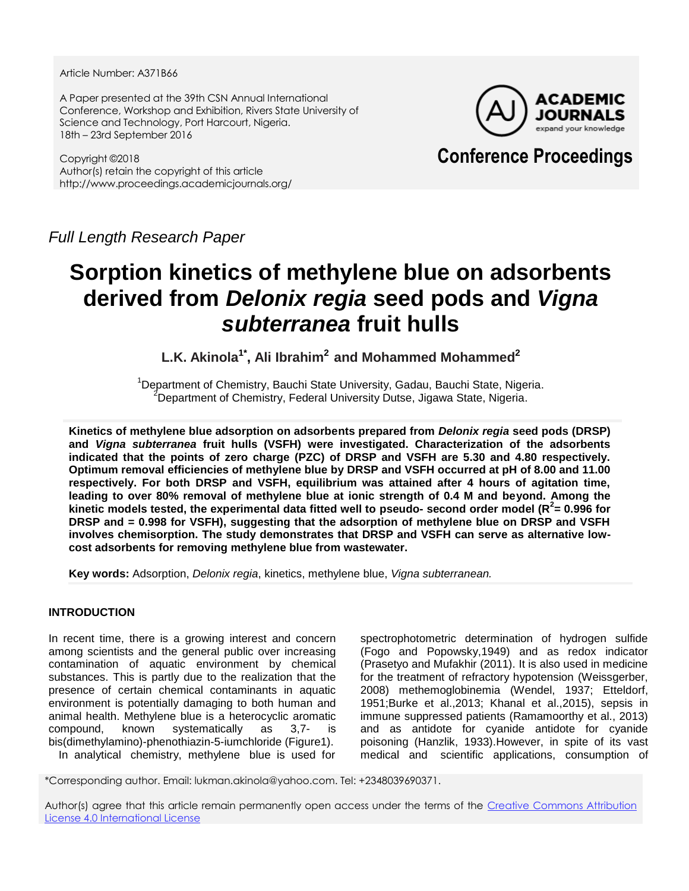Article Number: A371B66

A Paper presented at the 39th CSN Annual International Conference, Workshop and Exhibition, Rivers State University of Science and Technology, Port Harcourt, Nigeria.
18th – 23rd September 2016

Copyright ©2018
Author(s) retain the copyright of this article
http://www.proceedings.academicjournals.org/

ACADEMIC JOURNALS
expand your knowledge

**Conference Proceedings**

*Full Length Research Paper*

# Sorption kinetics of methylene blue on adsorbents derived from *Delonix regia* seed pods and *Vigna subterranea* fruit hulls

**L.K. Akinola[1*], Ali Ibrahim[2] and Mohammed Mohammed[2]**

[1]Department of Chemistry, Bauchi State University, Gadau, Bauchi State, Nigeria.
[2]Department of Chemistry, Federal University Dutse, Jigawa State, Nigeria.

**Kinetics of methylene blue adsorption on adsorbents prepared from *Delonix regia* seed pods (DRSP) and *Vigna subterranea* fruit hulls (VSFH) were investigated. Characterization of the adsorbents indicated that the points of zero charge (PZC) of DRSP and VSFH are 5.30 and 4.80 respectively. Optimum removal efficiencies of methylene blue by DRSP and VSFH occurred at pH of 8.00 and 11.00 respectively. For both DRSP and VSFH, equilibrium was attained after 4 hours of agitation time, leading to over 80% removal of methylene blue at ionic strength of 0.4 M and beyond. Among the kinetic models tested, the experimental data fitted well to pseudo- second order model ($R^2$= 0.996 for DRSP and = 0.998 for VSFH), suggesting that the adsorption of methylene blue on DRSP and VSFH involves chemisorption. The study demonstrates that DRSP and VSFH can serve as alternative low-cost adsorbents for removing methylene blue from wastewater.**

**Key words:** Adsorption, *Delonix regia*, kinetics, methylene blue, *Vigna subterranean.*

## INTRODUCTION

In recent time, there is a growing interest and concern among scientists and the general public over increasing contamination of aquatic environment by chemical substances. This is partly due to the realization that the presence of certain chemical contaminants in aquatic environment is potentially damaging to both human and animal health. Methylene blue is a heterocyclic aromatic compound, known systematically as 3,7- is bis(dimethylamino)-phenothiazin-5-iumchloride (Figure1).

In analytical chemistry, methylene blue is used for spectrophotometric determination of hydrogen sulfide (Fogo and Popowsky,1949) and as redox indicator (Prasetyo and Mufakhir (2011). It is also used in medicine for the treatment of refractory hypotension (Weissgerber, 2008) methemoglobinemia (Wendel, 1937; Etteldorf, 1951;Burke et al.,2013; Khanal et al.,2015), sepsis in immune suppressed patients (Ramamoorthy et al., 2013) and as antidote for cyanide antidote for cyanide poisoning (Hanzlik, 1933).However, in spite of its vast medical and scientific applications, consumption of

*Corresponding author. Email: lukman.akinola@yahoo.com. Tel: +2348039690371.

Author(s) agree that this article remain permanently open access under the terms of the Creative Commons Attribution License 4.0 International License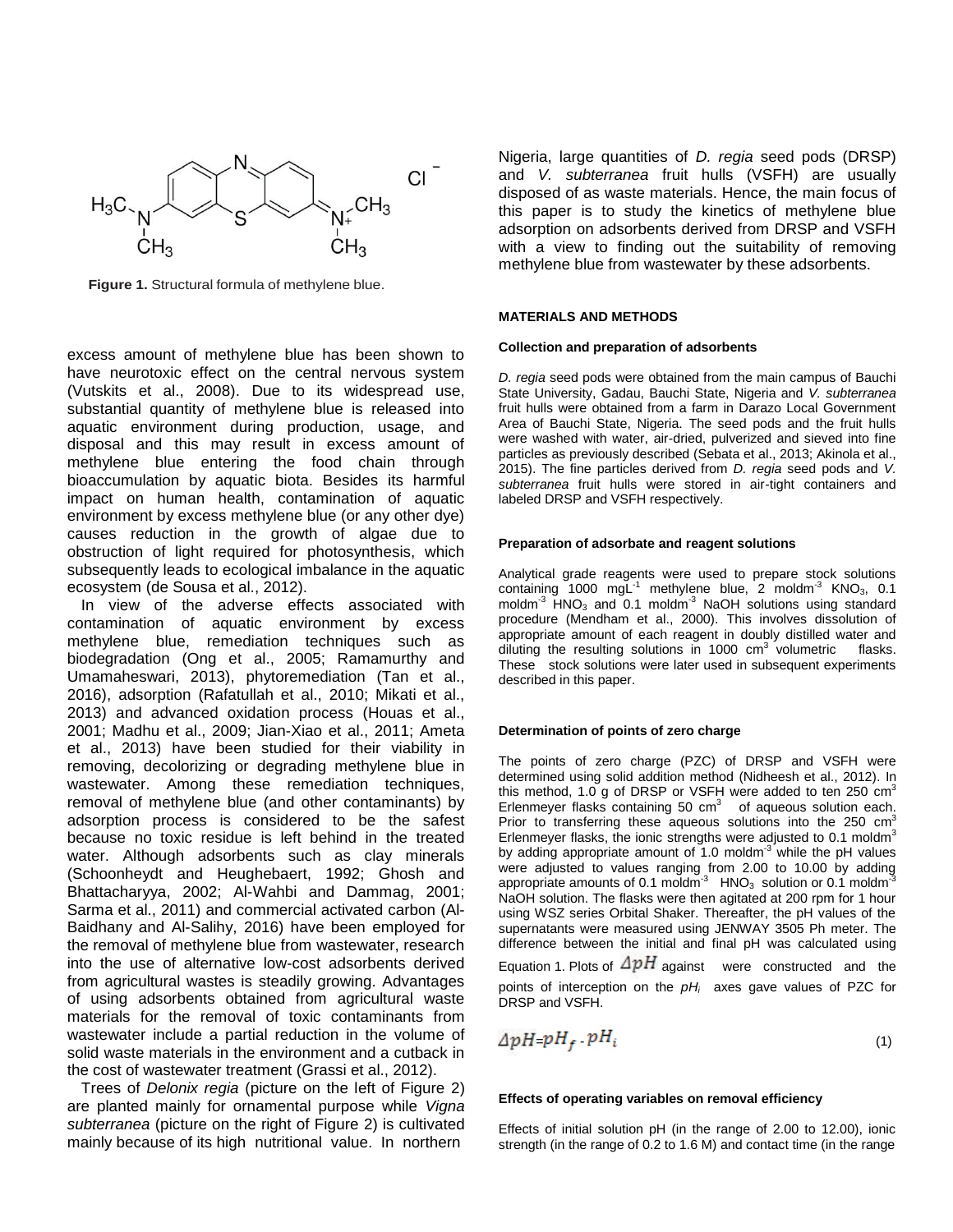Figure 1. Structural formula of methylene blue.

excess amount of methylene blue has been shown to have neurotoxic effect on the central nervous system (Vutskits et al., 2008). Due to its widespread use, substantial quantity of methylene blue is released into aquatic environment during production, usage, and disposal and this may result in excess amount of methylene blue entering the food chain through bioaccumulation by aquatic biota. Besides its harmful impact on human health, contamination of aquatic environment by excess methylene blue (or any other dye) causes reduction in the growth of algae due to obstruction of light required for photosynthesis, which subsequently leads to ecological imbalance in the aquatic ecosystem (de Sousa et al., 2012).

In view of the adverse effects associated with contamination of aquatic environment by excess methylene blue, remediation techniques such as biodegradation (Ong et al., 2005; Ramamurthy and Umamaheswari, 2013), phytoremediation (Tan et al., 2016), adsorption (Rafatullah et al., 2010; Mikati et al., 2013) and advanced oxidation process (Houas et al., 2001; Madhu et al., 2009; Jian-Xiao et al., 2011; Ameta et al., 2013) have been studied for their viability in removing, decolorizing or degrading methylene blue in wastewater. Among these remediation techniques, removal of methylene blue (and other contaminants) by adsorption process is considered to be the safest because no toxic residue is left behind in the treated water. Although adsorbents such as clay minerals (Schoonheydt and Heughebaert, 1992; Ghosh and Bhattacharyya, 2002; Al-Wahbi and Dammag, 2001; Sarma et al., 2011) and commercial activated carbon (Al-Baidhany and Al-Salihy, 2016) have been employed for the removal of methylene blue from wastewater, research into the use of alternative low-cost adsorbents derived from agricultural wastes is steadily growing. Advantages of using adsorbents obtained from agricultural waste materials for the removal of toxic contaminants from wastewater include a partial reduction in the volume of solid waste materials in the environment and a cutback in the cost of wastewater treatment (Grassi et al., 2012).

Trees of *Delonix regia* (picture on the left of Figure 2) are planted mainly for ornamental purpose while *Vigna subterranea* (picture on the right of Figure 2) is cultivated mainly because of its high nutritional value. In northern Nigeria, large quantities of *D. regia* seed pods (DRSP) and *V. subterranea* fruit hulls (VSFH) are usually disposed of as waste materials. Hence, the main focus of this paper is to study the kinetics of methylene blue adsorption on adsorbents derived from DRSP and VSFH with a view to finding out the suitability of removing methylene blue from wastewater by these adsorbents.

## MATERIALS AND METHODS

### Collection and preparation of adsorbents

*D. regia* seed pods were obtained from the main campus of Bauchi State University, Gadau, Bauchi State, Nigeria and *V. subterranea* fruit hulls were obtained from a farm in Darazo Local Government Area of Bauchi State, Nigeria. The seed pods and the fruit hulls were washed with water, air-dried, pulverized and sieved into fine particles as previously described (Sebata et al., 2013; Akinola et al., 2015). The fine particles derived from *D. regia* seed pods and *V. subterranea* fruit hulls were stored in air-tight containers and labeled DRSP and VSFH respectively.

### Preparation of adsorbate and reagent solutions

Analytical grade reagents were used to prepare stock solutions containing 1000 $mgL^{-1}$ methylene blue, 2 $moldm^{-3}$ $KNO_3$, 0.1 $moldm^{-3}$ $HNO_3$ and 0.1 $moldm^{-3}$ NaOH solutions using standard procedure (Mendham et al., 2000). This involves dissolution of appropriate amount of each reagent in doubly distilled water and diluting the resulting solutions in 1000 $cm^3$ volumetric flasks. These stock solutions were later used in subsequent experiments described in this paper.

### Determination of points of zero charge

The points of zero charge (PZC) of DRSP and VSFH were determined using solid addition method (Nidheesh et al., 2012). In this method, 1.0 g of DRSP or VSFH were added to ten 250 $cm^3$ Erlenmeyer flasks containing 50 $cm^3$ of aqueous solution each. Prior to transferring these aqueous solutions into the 250 $cm^3$ Erlenmeyer flasks, the ionic strengths were adjusted to 0.1 $moldm^3$ by adding appropriate amount of 1.0 $moldm^{-3}$ while the pH values were adjusted to values ranging from 2.00 to 10.00 by adding appropriate amounts of 0.1 $moldm^{-3}$ $HNO_3$ solution or 0.1 $moldm^{-3}$ NaOH solution. The flasks were then agitated at 200 rpm for 1 hour using WSZ series Orbital Shaker. Thereafter, the pH values of the supernatants were measured using JENWAY 3505 Ph meter. The difference between the initial and final pH was calculated using Equation 1. Plots of $\Delta pH$ against were constructed and the points of interception on the $pH_i$ axes gave values of PZC for DRSP and VSFH.

$$\Delta pH = pH_f - pH_i \tag{1}$$

### Effects of operating variables on removal efficiency

Effects of initial solution pH (in the range of 2.00 to 12.00), ionic strength (in the range of 0.2 to 1.6 M) and contact time (in the range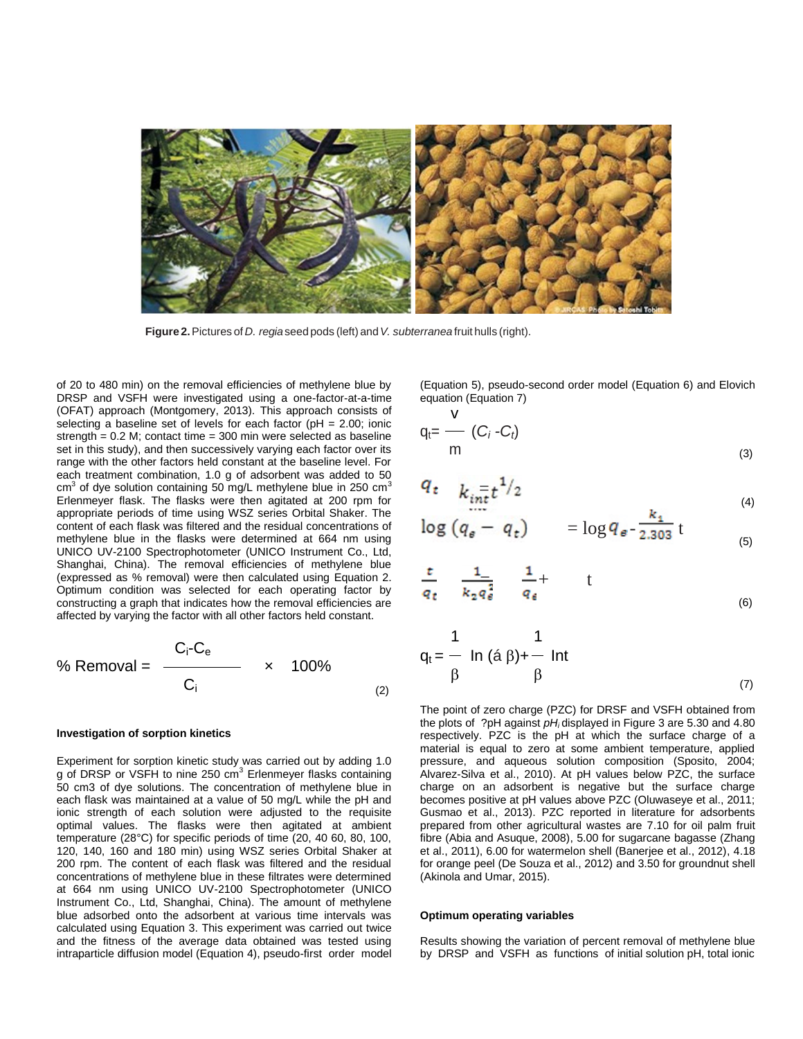**Figure 2.** Pictures of *D. regia* seed pods (left) and *V. subterranea* fruit hulls (right).

of 20 to 480 min) on the removal efficiencies of methylene blue by DRSP and VSFH were investigated using a one-factor-at-a-time (OFAT) approach (Montgomery, 2013). This approach consists of selecting a baseline set of levels for each factor (pH = 2.00; ionic strength = 0.2 M; contact time = 300 min were selected as baseline set in this study), and then successively varying each factor over its range with the other factors held constant at the baseline level. For each treatment combination, 1.0 g of adsorbent was added to 50 $cm^3$ of dye solution containing 50 mg/L methylene blue in 250 $cm^3$ Erlenmeyer flask. The flasks were then agitated at 200 rpm for appropriate periods of time using WSZ series Orbital Shaker. The content of each flask was filtered and the residual concentrations of methylene blue in the flasks were determined at 664 nm using UNICO UV-2100 Spectrophotometer (UNICO Instrument Co., Ltd, Shanghai, China). The removal efficiencies of methylene blue (expressed as % removal) were then calculated using Equation 2. Optimum condition was selected for each operating factor by constructing a graph that indicates how the removal efficiencies are affected by varying the factor with all other factors held constant.

$$\% \text{ Removal} = \frac{C_i - C_e}{C_i} \times 100\% \quad (2)$$

### Investigation of sorption kinetics

Experiment for sorption kinetic study was carried out by adding 1.0 g of DRSP or VSFH to nine 250 $cm^3$ Erlenmeyer flasks containing 50 cm3 of dye solutions. The concentration of methylene blue in each flask was maintained at a value of 50 mg/L while the pH and ionic strength of each solution were adjusted to the requisite optimal values. The flasks were then agitated at ambient temperature (28°C) for specific periods of time (20, 40 60, 80, 100, 120, 140, 160 and 180 min) using WSZ series Orbital Shaker at 200 rpm. The content of each flask was filtered and the residual concentrations of methylene blue in these filtrates were determined at 664 nm using UNICO UV-2100 Spectrophotometer (UNICO Instrument Co., Ltd, Shanghai, China). The amount of methylene blue adsorbed onto the adsorbent at various time intervals was calculated using Equation 3. This experiment was carried out twice and the fitness of the average data obtained was tested using intraparticle diffusion model (Equation 4), pseudo-first order model (Equation 5), pseudo-second order model (Equation 6) and Elovich equation (Equation 7)

$$q_t = \frac{v}{m} (C_i - C_t) \quad (3)$$

$$q_t = k_{int} t^{1/2} \quad (4)$$

$$\log (q_e - q_t) = \log q_e - \frac{k_1}{2.303} t \quad (5)$$

$$\frac{t}{q_t} = \frac{1}{k_2 q_e^2} + \frac{1}{q_e} t \quad (6)$$

$$q_t = \frac{1}{\beta} \ln (\acute{a} \beta) + \frac{1}{\beta} \ln t \quad (7)$$

The point of zero charge (PZC) for DRSF and VSFH obtained from the plots of ?pH against $pH_i$ displayed in Figure 3 are 5.30 and 4.80 respectively. PZC is the pH at which the surface charge of a material is equal to zero at some ambient temperature, applied pressure, and aqueous solution composition (Sposito, 2004; Alvarez-Silva et al., 2010). At pH values below PZC, the surface charge on an adsorbent is negative but the surface charge becomes positive at pH values above PZC (Oluwaseye et al., 2011; Gusmao et al., 2013). PZC reported in literature for adsorbents prepared from other agricultural wastes are 7.10 for oil palm fruit fibre (Abia and Asuque, 2008), 5.00 for sugarcane bagasse (Zhang et al., 2011), 6.00 for watermelon shell (Banerjee et al., 2012), 4.18 for orange peel (De Souza et al., 2012) and 3.50 for groundnut shell (Akinola and Umar, 2015).

### Optimum operating variables

Results showing the variation of percent removal of methylene blue by DRSP and VSFH as functions of initial solution pH, total ionic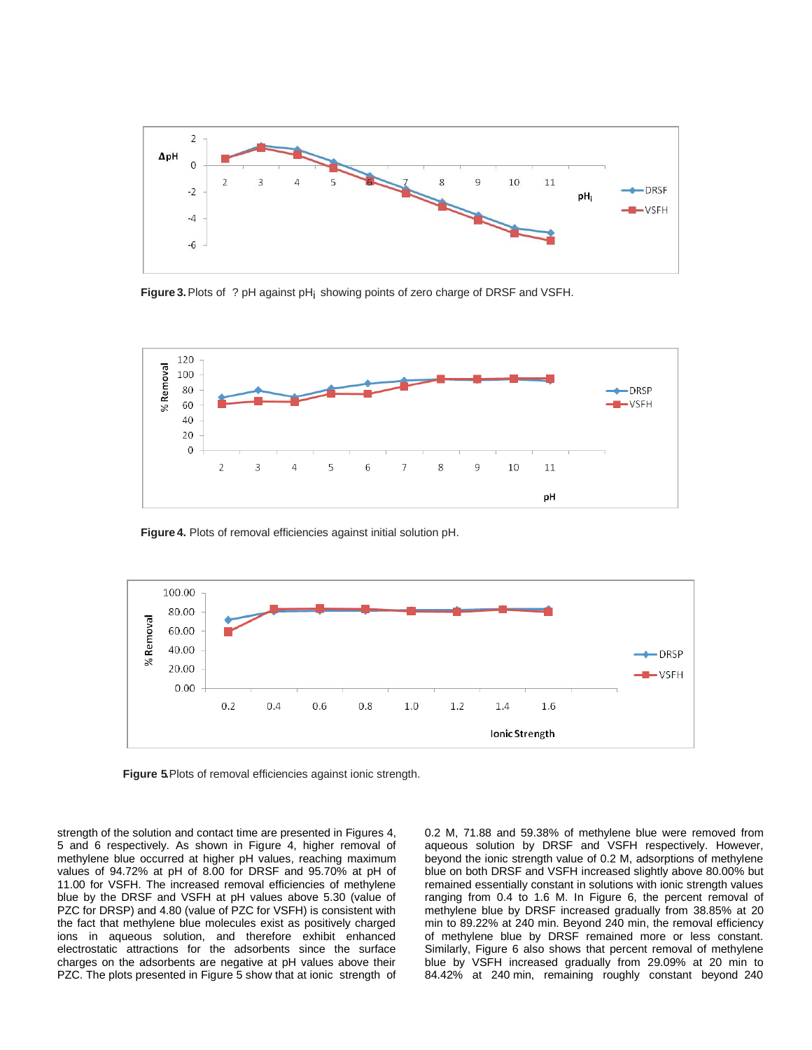ΔpH

2
0
-2
-4
-6

2 3 4 5 6 7 8 9 10 11

$pH_i$

DRSF
VSFH

**Figure 3.** Plots of ? pH against $pH_i$ showing points of zero charge of DRSF and VSFH.

% Removal

120
100
80
60
40
20
0

2 3 4 5 6 7 8 9 10 11

pH

DRSP
VSFH

**Figure 4.** Plots of removal efficiencies against initial solution pH.

% Removal

100.00
80.00
60.00
40.00
20.00
0.00

0.2 0.4 0.6 0.8 1.0 1.2 1.4 1.6

Ionic Strength

DRSP
VSFH

**Figure 5.** Plots of removal efficiencies against ionic strength.

strength of the solution and contact time are presented in Figures 4, 5 and 6 respectively. As shown in Figure 4, higher removal of methylene blue occurred at higher pH values, reaching maximum values of 94.72% at pH of 8.00 for DRSF and 95.70% at pH of 11.00 for VSFH. The increased removal efficiencies of methylene blue by the DRSF and VSFH at pH values above 5.30 (value of PZC for DRSP) and 4.80 (value of PZC for VSFH) is consistent with the fact that methylene blue molecules exist as positively charged ions in aqueous solution, and therefore exhibit enhanced electrostatic attractions for the adsorbents since the surface charges on the adsorbents are negative at pH values above their PZC. The plots presented in Figure 5 show that at ionic strength of 0.2 M, 71.88 and 59.38% of methylene blue were removed from aqueous solution by DRSF and VSFH respectively. However, beyond the ionic strength value of 0.2 M, adsorptions of methylene blue on both DRSF and VSFH increased slightly above 80.00% but remained essentially constant in solutions with ionic strength values ranging from 0.4 to 1.6 M. In Figure 6, the percent removal of methylene blue by DRSF increased gradually from 38.85% at 20 min to 89.22% at 240 min. Beyond 240 min, the removal efficiency of methylene blue by DRSF remained more or less constant. Similarly, Figure 6 also shows that percent removal of methylene blue by VSFH increased gradually from 29.09% at 20 min to 84.42% at 240 min, remaining roughly constant beyond 240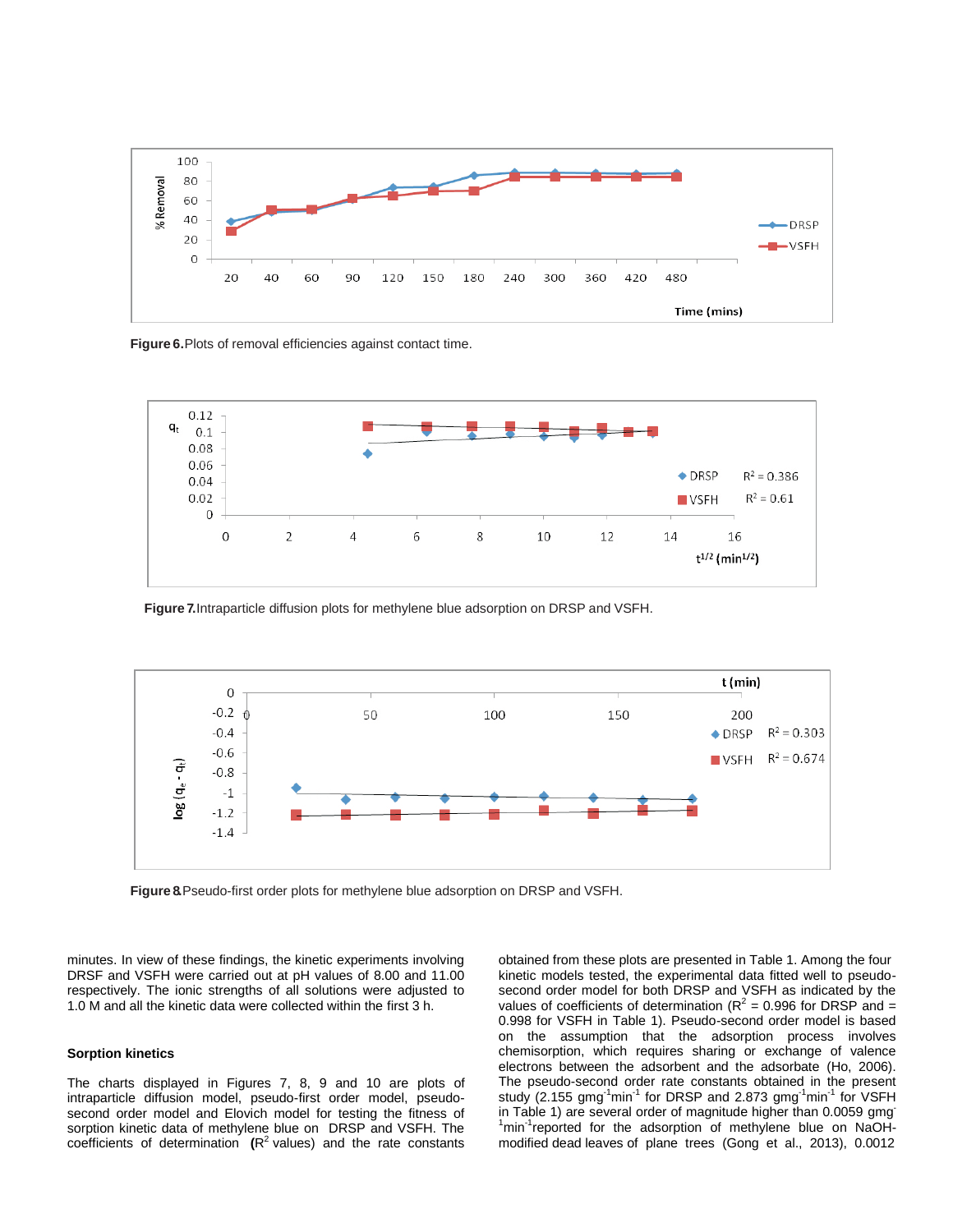% Removal

100
80
60
40
20
0

20 40 60 90 120 150 180 240 300 360 420 480

Time (mins)

DRSP
VSFH

**Figure 6.** Plots of removal efficiencies against contact time.

$q_t$

0.12
0.1
0.08
0.06
0.04
0.02
0

0 2 4 6 8 10 12 14 16

$t^{1/2}$ ($min^{1/2}$)

DRSP $R^2 = 0.386$

VSFH $R^2 = 0.61$

**Figure 7.** Intraparticle diffusion plots for methylene blue adsorption on DRSP and VSFH.

t (min)

0
-0.2
-0.4
-0.6
-0.8
-1
-1.2
-1.4

0 50 100 150 200

log ($q_e$ - $q_t$)

DRSP $R^2 = 0.303$

VSFH $R^2 = 0.674$

**Figure 8.** Pseudo-first order plots for methylene blue adsorption on DRSP and VSFH.

minutes. In view of these findings, the kinetic experiments involving DRSF and VSFH were carried out at pH values of 8.00 and 11.00 respectively. The ionic strengths of all solutions were adjusted to 1.0 M and all the kinetic data were collected within the first 3 h.

### Sorption kinetics

The charts displayed in Figures 7, 8, 9 and 10 are plots of intraparticle diffusion model, pseudo-first order model, pseudo-second order model and Elovich model for testing the fitness of sorption kinetic data of methylene blue on DRSP and VSFH. The coefficients of determination **(**$R^2$ values) and the rate constants obtained from these plots are presented in Table 1. Among the four kinetic models tested, the experimental data fitted well to pseudo-second order model for both DRSP and VSFH as indicated by the values of coefficients of determination ($R^2$ = 0.996 for DRSP and = 0.998 for VSFH in Table 1). Pseudo-second order model is based on the assumption that the adsorption process involves chemisorption, which requires sharing or exchange of valence electrons between the adsorbent and the adsorbate (Ho, 2006). The pseudo-second order rate constants obtained in the present study (2.155 $gmg^{-1}min^{-1}$ for DRSP and 2.873 $gmg^{-1}min^{-1}$ for VSFH in Table 1) are several order of magnitude higher than 0.0059 $gmg^{-1}min^{-1}$ reported for the adsorption of methylene blue on NaOH-modified dead leaves of plane trees (Gong et al., 2013), 0.0012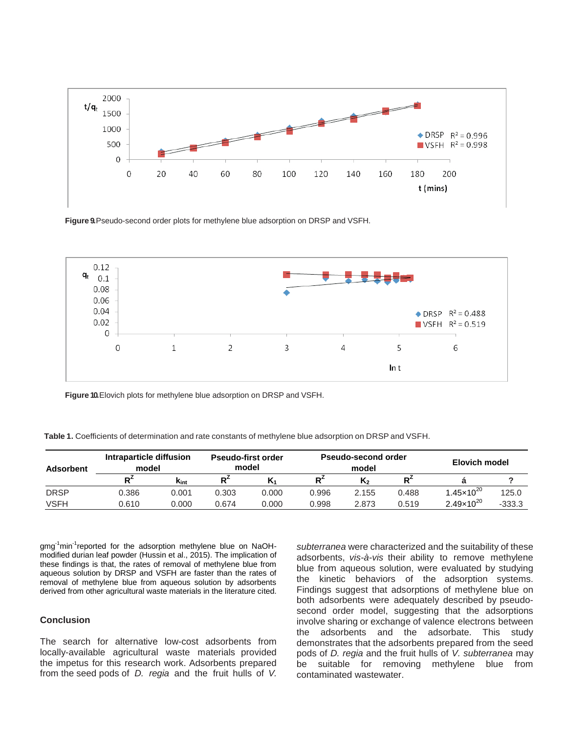t/$q_t$

2000

1500

1000

500

0

0 20 40 60 80 100 120 140 160 180 200

t (mins)

DRSP $R^2 = 0.996$

VSFH $R^2 = 0.998$

**Figure 9.** Pseudo-second order plots for methylene blue adsorption on DRSP and VSFH.

$q_t$

0.12

0.1

0.08

0.06

0.04

0.02

0

0 1 2 3 4 5 6

ln t

DRSP $R^2 = 0.488$

VSFH $R^2 = 0.519$

**Figure 10.** Elovich plots for methylene blue adsorption on DRSP and VSFH.

**Table 1.** Coefficients of determination and rate constants of methylene blue adsorption on DRSP and VSFH.

| Adsorbent | Intraparticle diffusion model | | Pseudo-first order model | | Pseudo-second order model | | Elovich model | |
|---|---|---|---|---|---|---|---|---|
| | $R^2$ | $k_{int}$ | $R^2$ | $K_1$ | $R^2$ | $K_2$ | $R^2$ | á | ? |
| DRSP | 0.386 | 0.001 | 0.303 | 0.000 | 0.996 | 2.155 | 0.488 | $1.45\times10^{20}$ | 125.0 |
| VSFH | 0.610 | 0.000 | 0.674 | 0.000 | 0.998 | 2.873 | 0.519 | $2.49\times10^{20}$ | -333.3 |

$gmg^{-1}min^{-1}$ reported for the adsorption methylene blue on NaOH-modified durian leaf powder (Hussin et al., 2015). The implication of these findings is that, the rates of removal of methylene blue from aqueous solution by DRSP and VSFH are faster than the rates of removal of methylene blue from aqueous solution by adsorbents derived from other agricultural waste materials in the literature cited.

## Conclusion

The search for alternative low-cost adsorbents from locally-available agricultural waste materials provided the impetus for this research work. Adsorbents prepared from the seed pods of *D. regia* and the fruit hulls of *V. subterranea* were characterized and the suitability of these adsorbents, *vis-à-vis* their ability to remove methylene blue from aqueous solution, were evaluated by studying the kinetic behaviors of the adsorption systems. Findings suggest that adsorptions of methylene blue on both adsorbents were adequately described by pseudo-second order model, suggesting that the adsorptions involve sharing or exchange of valence electrons between the adsorbents and the adsorbate. This study demonstrates that the adsorbents prepared from the seed pods of *D. regia* and the fruit hulls of *V. subterranea* may be suitable for removing methylene blue from contaminated wastewater.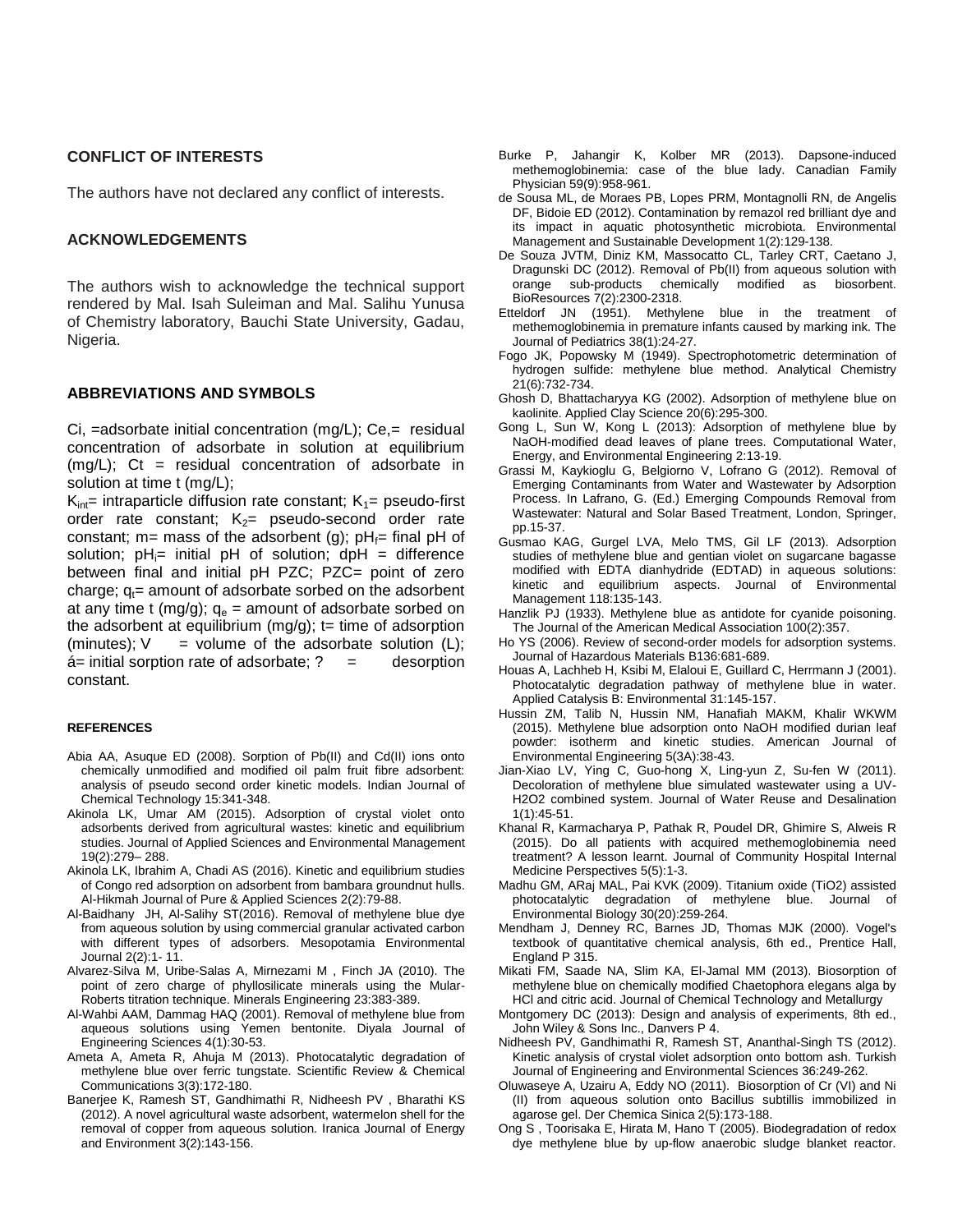## CONFLICT OF INTERESTS

The authors have not declared any conflict of interests.

## ACKNOWLEDGEMENTS

The authors wish to acknowledge the technical support rendered by Mal. Isah Suleiman and Mal. Salihu Yunusa of Chemistry laboratory, Bauchi State University, Gadau, Nigeria.

## ABBREVIATIONS AND SYMBOLS

Ci, =adsorbate initial concentration (mg/L); Ce,= residual concentration of adsorbate in solution at equilibrium (mg/L); Ct = residual concentration of adsorbate in solution at time t (mg/L);

$K_{int}$= intraparticle diffusion rate constant; $K_1$= pseudo-first order rate constant; $K_2$= pseudo-second order rate constant; m= mass of the adsorbent (g); $pH_f$= final pH of solution; $pH_i$= initial pH of solution; dpH = difference between final and initial pH PZC; PZC= point of zero charge; $q_t$= amount of adsorbate sorbed on the adsorbent at any time t (mg/g); $q_e$ = amount of adsorbate sorbed on the adsorbent at equilibrium (mg/g); t= time of adsorption (minutes); V = volume of the adsorbate solution (L); á= initial sorption rate of adsorbate; ? = desorption constant.

## REFERENCES

Abia AA, Asuque ED (2008). Sorption of Pb(II) and Cd(II) ions onto chemically unmodified and modified oil palm fruit fibre adsorbent: analysis of pseudo second order kinetic models. Indian Journal of Chemical Technology 15:341-348.

Akinola LK, Umar AM (2015). Adsorption of crystal violet onto adsorbents derived from agricultural wastes: kinetic and equilibrium studies. Journal of Applied Sciences and Environmental Management 19(2):279– 288.

Akinola LK, Ibrahim A, Chadi AS (2016). Kinetic and equilibrium studies of Congo red adsorption on adsorbent from bambara groundnut hulls. Al-Hikmah Journal of Pure & Applied Sciences 2(2):79-88.

Al-Baidhany JH, Al-Salihy ST(2016). Removal of methylene blue dye from aqueous solution by using commercial granular activated carbon with different types of adsorbers. Mesopotamia Environmental Journal 2(2):1- 11.

Alvarez-Silva M, Uribe-Salas A, Mirnezami M , Finch JA (2010). The point of zero charge of phyllosilicate minerals using the Mular-Roberts titration technique. Minerals Engineering 23:383-389.

Al-Wahbi AAM, Dammag HAQ (2001). Removal of methylene blue from aqueous solutions using Yemen bentonite. Diyala Journal of Engineering Sciences 4(1):30-53.

Ameta A, Ameta R, Ahuja M (2013). Photocatalytic degradation of methylene blue over ferric tungstate. Scientific Review & Chemical Communications 3(3):172-180.

Banerjee K, Ramesh ST, Gandhimathi R, Nidheesh PV , Bharathi KS (2012). A novel agricultural waste adsorbent, watermelon shell for the removal of copper from aqueous solution. Iranica Journal of Energy and Environment 3(2):143-156.

Burke P, Jahangir K, Kolber MR (2013). Dapsone-induced methemoglobinemia: case of the blue lady. Canadian Family Physician 59(9):958-961.

de Sousa ML, de Moraes PB, Lopes PRM, Montagnolli RN, de Angelis DF, Bidoie ED (2012). Contamination by remazol red brilliant dye and its impact in aquatic photosynthetic microbiota. Environmental Management and Sustainable Development 1(2):129-138.

De Souza JVTM, Diniz KM, Massocatto CL, Tarley CRT, Caetano J, Dragunski DC (2012). Removal of Pb(II) from aqueous solution with orange sub-products chemically modified as biosorbent. BioResources 7(2):2300-2318.

Etteldorf JN (1951). Methylene blue in the treatment of methemoglobinemia in premature infants caused by marking ink. The Journal of Pediatrics 38(1):24-27.

Fogo JK, Popowsky M (1949). Spectrophotometric determination of hydrogen sulfide: methylene blue method. Analytical Chemistry 21(6):732-734.

Ghosh D, Bhattacharyya KG (2002). Adsorption of methylene blue on kaolinite. Applied Clay Science 20(6):295-300.

Gong L, Sun W, Kong L (2013): Adsorption of methylene blue by NaOH-modified dead leaves of plane trees. Computational Water, Energy, and Environmental Engineering 2:13-19.

Grassi M, Kaykioglu G, Belgiorno V, Lofrano G (2012). Removal of Emerging Contaminants from Water and Wastewater by Adsorption Process. In Lafrano, G. (Ed.) Emerging Compounds Removal from Wastewater: Natural and Solar Based Treatment, London, Springer, pp.15-37.

Gusmao KAG, Gurgel LVA, Melo TMS, Gil LF (2013). Adsorption studies of methylene blue and gentian violet on sugarcane bagasse modified with EDTA dianhydride (EDTAD) in aqueous solutions: kinetic and equilibrium aspects. Journal of Environmental Management 118:135-143.

Hanzlik PJ (1933). Methylene blue as antidote for cyanide poisoning. The Journal of the American Medical Association 100(2):357.

Ho YS (2006). Review of second-order models for adsorption systems. Journal of Hazardous Materials B136:681-689.

Houas A, Lachheb H, Ksibi M, Elaloui E, Guillard C, Herrmann J (2001). Photocatalytic degradation pathway of methylene blue in water. Applied Catalysis B: Environmental 31:145-157.

Hussin ZM, Talib N, Hussin NM, Hanafiah MAKM, Khalir WKWM (2015). Methylene blue adsorption onto NaOH modified durian leaf powder: isotherm and kinetic studies. American Journal of Environmental Engineering 5(3A):38-43.

Jian-Xiao LV, Ying C, Guo-hong X, Ling-yun Z, Su-fen W (2011). Decoloration of methylene blue simulated wastewater using a UV-H2O2 combined system. Journal of Water Reuse and Desalination 1(1):45-51.

Khanal R, Karmacharya P, Pathak R, Poudel DR, Ghimire S, Alweis R (2015). Do all patients with acquired methemoglobinemia need treatment? A lesson learnt. Journal of Community Hospital Internal Medicine Perspectives 5(5):1-3.

Madhu GM, ARaj MAL, Pai KVK (2009). Titanium oxide (TiO2) assisted photocatalytic degradation of methylene blue. Journal of Environmental Biology 30(20):259-264.

Mendham J, Denney RC, Barnes JD, Thomas MJK (2000). Vogel's textbook of quantitative chemical analysis, 6th ed., Prentice Hall, England P 315.

Mikati FM, Saade NA, Slim KA, El-Jamal MM (2013). Biosorption of methylene blue on chemically modified Chaetophora elegans alga by HCl and citric acid. Journal of Chemical Technology and Metallurgy

Montgomery DC (2013): Design and analysis of experiments, 8th ed., John Wiley & Sons Inc., Danvers P 4.

Nidheesh PV, Gandhimathi R, Ramesh ST, Ananthal-Singh TS (2012). Kinetic analysis of crystal violet adsorption onto bottom ash. Turkish Journal of Engineering and Environmental Sciences 36:249-262.

Oluwaseye A, Uzairu A, Eddy NO (2011). Biosorption of Cr (VI) and Ni (II) from aqueous solution onto Bacillus subtillis immobilized in agarose gel. Der Chemica Sinica 2(5):173-188.

Ong S , Toorisaka E, Hirata M, Hano T (2005). Biodegradation of redox dye methylene blue by up-flow anaerobic sludge blanket reactor.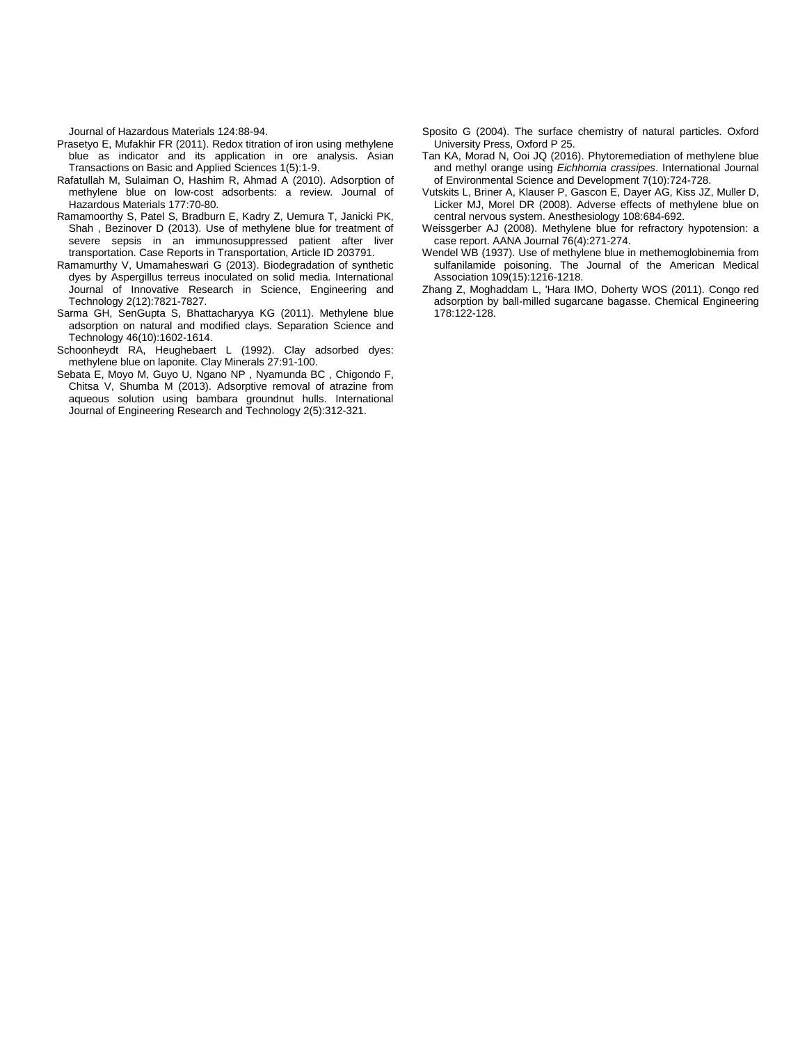Journal of Hazardous Materials 124:88-94.

Prasetyo E, Mufakhir FR (2011). Redox titration of iron using methylene blue as indicator and its application in ore analysis. Asian Transactions on Basic and Applied Sciences 1(5):1-9.

Rafatullah M, Sulaiman O, Hashim R, Ahmad A (2010). Adsorption of methylene blue on low-cost adsorbents: a review. Journal of Hazardous Materials 177:70-80.

Ramamoorthy S, Patel S, Bradburn E, Kadry Z, Uemura T, Janicki PK, Shah , Bezinover D (2013). Use of methylene blue for treatment of severe sepsis in an immunosuppressed patient after liver transportation. Case Reports in Transportation, Article ID 203791.

Ramamurthy V, Umamaheswari G (2013). Biodegradation of synthetic dyes by Aspergillus terreus inoculated on solid media. International Journal of Innovative Research in Science, Engineering and Technology 2(12):7821-7827.

Sarma GH, SenGupta S, Bhattacharyya KG (2011). Methylene blue adsorption on natural and modified clays. Separation Science and Technology 46(10):1602-1614.

Schoonheydt RA, Heughebaert L (1992). Clay adsorbed dyes: methylene blue on laponite. Clay Minerals 27:91-100.

Sebata E, Moyo M, Guyo U, Ngano NP , Nyamunda BC , Chigondo F, Chitsa V, Shumba M (2013). Adsorptive removal of atrazine from aqueous solution using bambara groundnut hulls. International Journal of Engineering Research and Technology 2(5):312-321.

Sposito G (2004). The surface chemistry of natural particles. Oxford University Press, Oxford P 25.

Tan KA, Morad N, Ooi JQ (2016). Phytoremediation of methylene blue and methyl orange using *Eichhornia crassipes*. International Journal of Environmental Science and Development 7(10):724-728.

Vutskits L, Briner A, Klauser P, Gascon E, Dayer AG, Kiss JZ, Muller D, Licker MJ, Morel DR (2008). Adverse effects of methylene blue on central nervous system. Anesthesiology 108:684-692.

Weissgerber AJ (2008). Methylene blue for refractory hypotension: a case report. AANA Journal 76(4):271-274.

Wendel WB (1937). Use of methylene blue in methemoglobinemia from sulfanilamide poisoning. The Journal of the American Medical Association 109(15):1216-1218.

Zhang Z, Moghaddam L, 'Hara IMO, Doherty WOS (2011). Congo red adsorption by ball-milled sugarcane bagasse. Chemical Engineering 178:122-128.